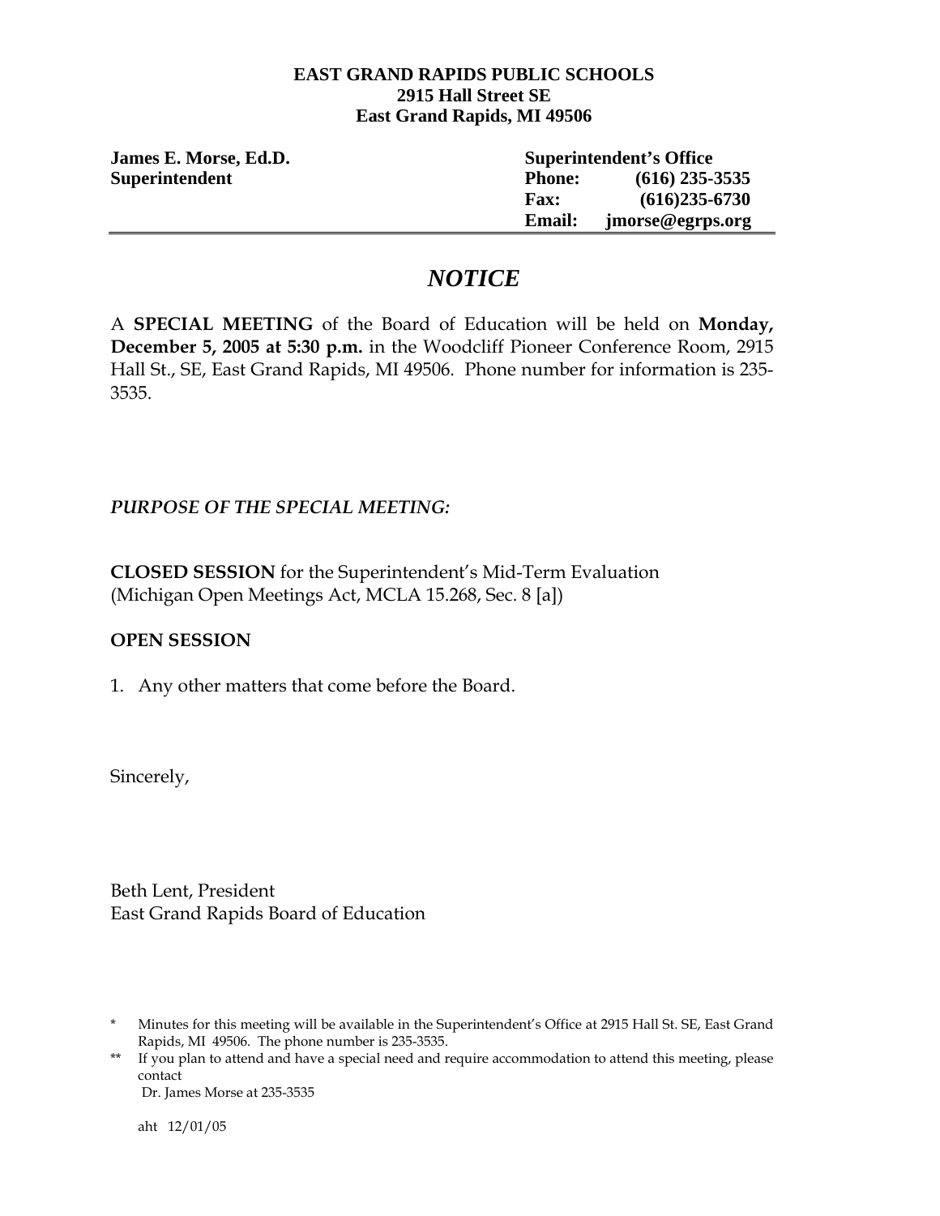**EAST GRAND RAPIDS PUBLIC SCHOOLS**
**2915 Hall Street SE**
**East Grand Rapids, MI 49506**

**James E. Morse, Ed.D.**
**Superintendent**

**Superintendent's Office**
**Phone:** **(616) 235-3535**
**Fax:** **(616)235-6730**
**Email:** **jmorse@egrps.org**

---

# *NOTICE*

A **SPECIAL MEETING** of the Board of Education will be held on **Monday, December 5, 2005 at 5:30 p.m.** in the Woodcliff Pioneer Conference Room, 2915 Hall St., SE, East Grand Rapids, MI 49506. Phone number for information is 235-3535.

***PURPOSE OF THE SPECIAL MEETING:***

**CLOSED SESSION** for the Superintendent's Mid-Term Evaluation
(Michigan Open Meetings Act, MCLA 15.268, Sec. 8 [a])

**OPEN SESSION**

1. Any other matters that come before the Board.

Sincerely,

Beth Lent, President
East Grand Rapids Board of Education

\* Minutes for this meeting will be available in the Superintendent's Office at 2915 Hall St. SE, East Grand Rapids, MI 49506. The phone number is 235-3535.

\*\* If you plan to attend and have a special need and require accommodation to attend this meeting, please contact Dr. James Morse at 235-3535

aht 12/01/05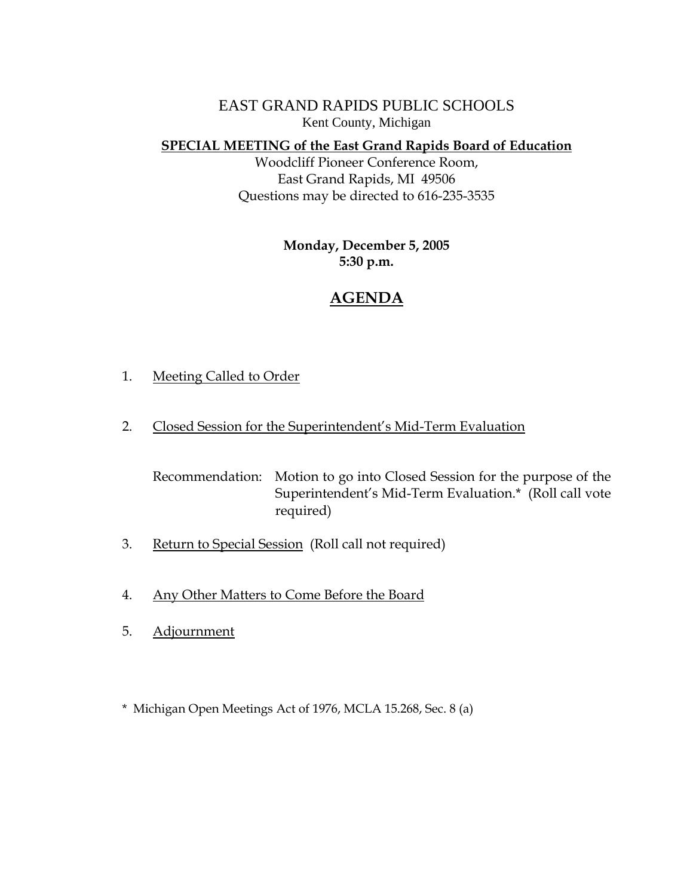# EAST GRAND RAPIDS PUBLIC SCHOOLS

Kent County, Michigan

**SPECIAL MEETING of the East Grand Rapids Board of Education**

Woodcliff Pioneer Conference Room,
East Grand Rapids, MI 49506
Questions may be directed to 616-235-3535

**Monday, December 5, 2005**
**5:30 p.m.**

## AGENDA

1. Meeting Called to Order

2. Closed Session for the Superintendent's Mid-Term Evaluation

   Recommendation: Motion to go into Closed Session for the purpose of the Superintendent's Mid-Term Evaluation.* (Roll call vote required)

3. Return to Special Session (Roll call not required)

4. Any Other Matters to Come Before the Board

5. Adjournment

* Michigan Open Meetings Act of 1976, MCLA 15.268, Sec. 8 (a)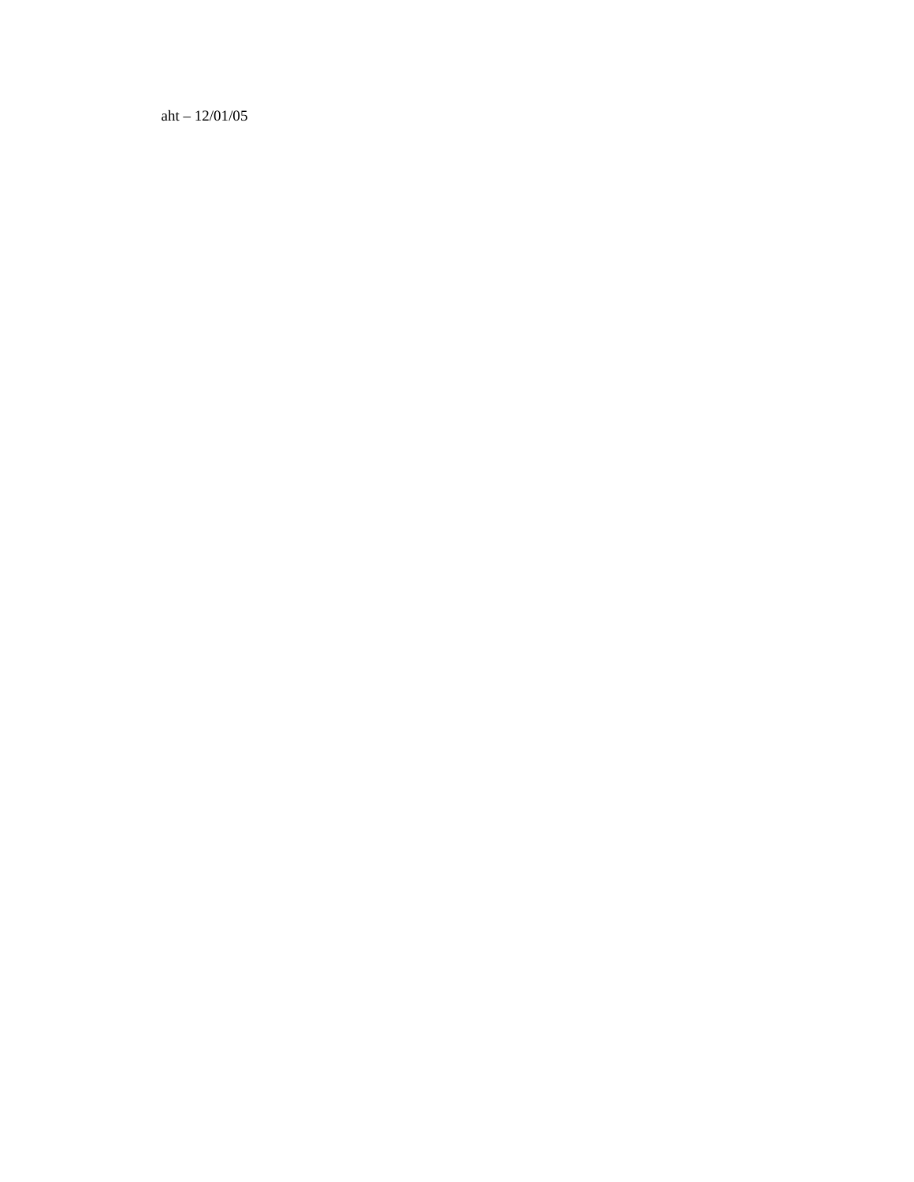aht – 12/01/05